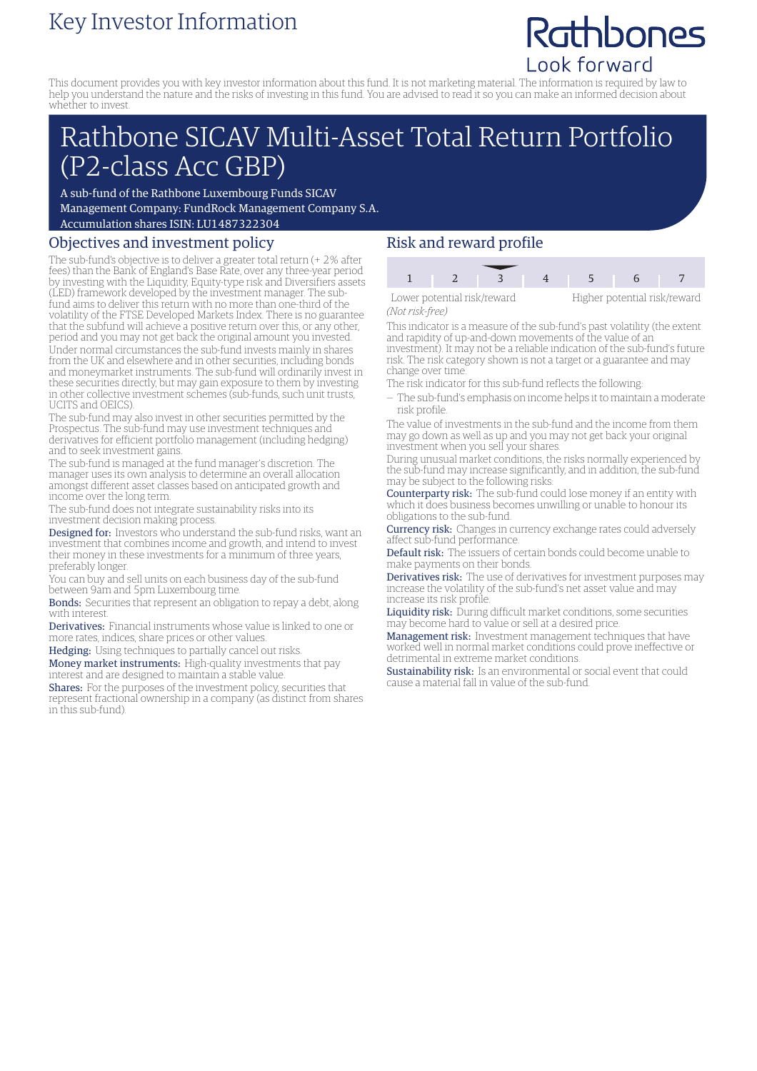# Key Investor Information

Rathbones
Look forward

This document provides you with key investor information about this fund. It is not marketing material. The information is required by law to help you understand the nature and the risks of investing in this fund. You are advised to read it so you can make an informed decision about whether to invest.

# Rathbone SICAV Multi-Asset Total Return Portfolio (P2-class Acc GBP)

A sub-fund of the Rathbone Luxembourg Funds SICAV
Management Company: FundRock Management Company S.A.
Accumulation shares ISIN: LU1487322304

## Objectives and investment policy

The sub-fund's objective is to deliver a greater total return (+ 2% after fees) than the Bank of England's Base Rate, over any three-year period by investing with the Liquidity, Equity-type risk and Diversifiers assets (LED) framework developed by the investment manager. The sub-fund aims to deliver this return with no more than one-third of the volatility of the FTSE Developed Markets Index. There is no guarantee that the subfund will achieve a positive return over this, or any other, period and you may not get back the original amount you invested.

Under normal circumstances the sub-fund invests mainly in shares from the UK and elsewhere and in other securities, including bonds and moneymarket instruments. The sub-fund will ordinarily invest in these securities directly, but may gain exposure to them by investing in other collective investment schemes (sub-funds, such unit trusts, UCITS and OEICS).

The sub-fund may also invest in other securities permitted by the Prospectus. The sub-fund may use investment techniques and derivatives for efficient portfolio management (including hedging) and to seek investment gains.

The sub-fund is managed at the fund manager's discretion. The manager uses its own analysis to determine an overall allocation amongst different asset classes based on anticipated growth and income over the long term.

The sub-fund does not integrate sustainability risks into its investment decision making process.

**Designed for:** Investors who understand the sub-fund risks, want an investment that combines income and growth, and intend to invest their money in these investments for a minimum of three years, preferably longer.

You can buy and sell units on each business day of the sub-fund between 9am and 5pm Luxembourg time.

**Bonds:** Securities that represent an obligation to repay a debt, along with interest.

**Derivatives:** Financial instruments whose value is linked to one or more rates, indices, share prices or other values.

**Hedging:** Using techniques to partially cancel out risks.

**Money market instruments:** High-quality investments that pay interest and are designed to maintain a stable value.

**Shares:** For the purposes of the investment policy, securities that represent fractional ownership in a company (as distinct from shares in this sub-fund).

## Risk and reward profile

| 1 | 2 | **3** | 4 | 5 | 6 | 7 |
|---|---|---|---|---|---|---|

Lower potential risk/reward — Higher potential risk/reward
*(Not risk-free)*

This indicator is a measure of the sub-fund's past volatility (the extent and rapidity of up-and-down movements of the value of an investment). It may not be a reliable indication of the sub-fund's future risk. The risk category shown is not a target or a guarantee and may change over time.

The risk indicator for this sub-fund reflects the following:

– The sub-fund's emphasis on income helps it to maintain a moderate risk profile.

The value of investments in the sub-fund and the income from them may go down as well as up and you may not get back your original investment when you sell your shares.

During unusual market conditions, the risks normally experienced by the sub-fund may increase significantly, and in addition, the sub-fund may be subject to the following risks:

**Counterparty risk:** The sub-fund could lose money if an entity with which it does business becomes unwilling or unable to honour its obligations to the sub-fund.

**Currency risk:** Changes in currency exchange rates could adversely affect sub-fund performance.

**Default risk:** The issuers of certain bonds could become unable to make payments on their bonds.

**Derivatives risk:** The use of derivatives for investment purposes may increase the volatility of the sub-fund's net asset value and may increase its risk profile.

**Liquidity risk:** During difficult market conditions, some securities may become hard to value or sell at a desired price.

**Management risk:** Investment management techniques that have worked well in normal market conditions could prove ineffective or detrimental in extreme market conditions.

**Sustainability risk:** Is an environmental or social event that could cause a material fall in value of the sub-fund.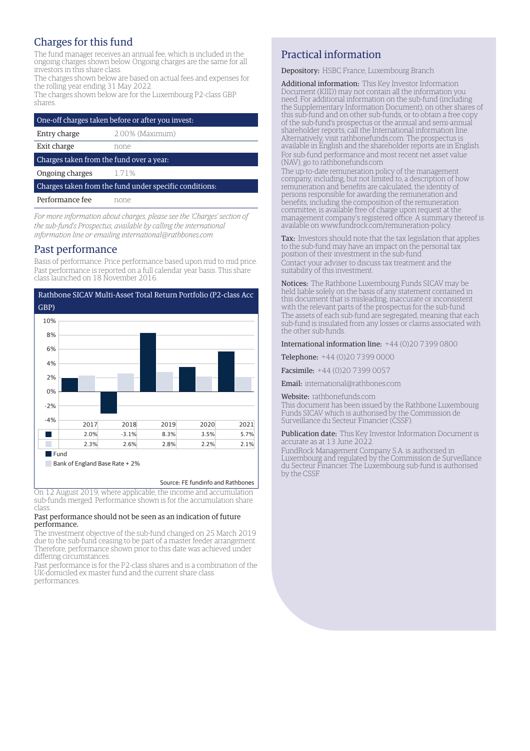## Charges for this fund

The fund manager receives an annual fee, which is included in the ongoing charges shown below. Ongoing charges are the same for all investors in this share class.

The charges shown below are based on actual fees and expenses for the rolling year ending 31 May 2022.

The charges shown below are for the Luxembourg P2-class GBP shares.

| One-off charges taken before or after you invest: | |
|---|---|
| Entry charge | 2.00% (Maximum) |
| Exit charge | none |
| **Charges taken from the fund over a year:** | |
| Ongoing charges | 1.71% |
| **Charges taken from the fund under specific conditions:** | |
| Performance fee | none |

*For more information about charges, please see the 'Charges' section of the sub-fund's Prospectus, available by calling the international information line or emailing international@rathbones.com*

## Past performance

Basis of performance: Price performance based upon mid to mid price. Past performance is reported on a full calendar year basis. This share class launched on 18 November 2016.

Rathbone SICAV Multi-Asset Total Return Portfolio (P2-class Acc GBP)

10%
8%
6%
4%
2%
0%
-2%
-4%

2017 2018 2019 2020 2021
Fund: 2.0% -3.1% 8.3% 3.5% 5.7%
Bank of England Base Rate + 2%: 2.3% 2.6% 2.8% 2.2% 2.1%

Fund
Bank of England Base Rate + 2%

Source: FE fundinfo and Rathbones

On 12 August 2019, where applicable, the income and accumulation sub-funds merged. Performance shown is for the accumulation share class.

**Past performance should not be seen as an indication of future performance.**

The investment objective of the sub-fund changed on 25 March 2019 due to the sub-fund ceasing to be part of a master feeder arrangement. Therefore, performance shown prior to this date was achieved under differing circumstances.

Past performance is for the P2-class shares and is a combination of the UK-domiciled ex master fund and the current share class performances.

## Practical information

**Depository:** HSBC France, Luxembourg Branch

**Additional information:** This Key Investor Information Document (KIID) may not contain all the information you need. For additional information on the sub-fund (including the Supplementary Information Document), on other shares of this sub-fund and on other sub-funds, or to obtain a free copy of the sub-fund's prospectus or the annual and semi-annual shareholder reports, call the International information line. Alternatively, visit rathbonefunds.com. The prospectus is available in English and the shareholder reports are in English.

For sub-fund performance and most recent net asset value (NAV), go to rathbonefunds.com

The up-to-date remuneration policy of the management company, including, but not limited to, a description of how remuneration and benefits are calculated, the identity of persons responsible for awarding the remuneration and benefits, including the composition of the remuneration committee, is available free of charge upon request at the management company's registered office. A summary thereof is available on www.fundrock.com/remuneration-policy.

**Tax:** Investors should note that the tax legislation that applies to the sub-fund may have an impact on the personal tax position of their investment in the sub-fund.

Contact your adviser to discuss tax treatment and the suitability of this investment.

**Notices:** The Rathbone Luxembourg Funds SICAV may be held liable solely on the basis of any statement contained in this document that is misleading, inaccurate or inconsistent with the relevant parts of the prospectus for the sub-fund. The assets of each sub-fund are segregated, meaning that each sub-fund is insulated from any losses or claims associated with the other sub-funds.

**International information line:** +44 (0)20 7399 0800

**Telephone:** +44 (0)20 7399 0000

**Facsimile:** +44 (0)20 7399 0057

**Email:** international@rathbones.com

**Website:** rathbonefunds.com

This document has been issued by the Rathbone Luxembourg Funds SICAV which is authorised by the Commission de Surveillance du Secteur Financier (CSSF).

**Publication date:** This Key Investor Information Document is accurate as at 13 June 2022.

FundRock Management Company S.A. is authorised in Luxembourg and regulated by the Commission de Surveillance du Secteur Financier. The Luxembourg sub-fund is authorised by the CSSF.